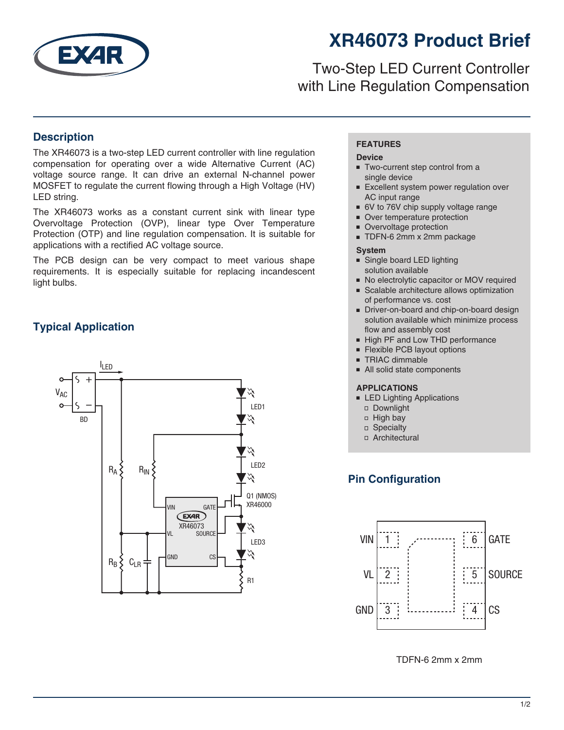# XR46073 Product Brief

## Two-Step LED Current Controller with Line Regulation Compensation

## Description

The XR46073 is a two-step LED current controller with line regulation compensation for operating over a wide Alternative Current (AC) voltage source range. It can drive an external N-channel power MOSFET to regulate the current flowing through a High Voltage (HV) LED string.

The XR46073 works as a constant current sink with linear type Overvoltage Protection (OVP), linear type Over Temperature Protection (OTP) and line regulation compensation. It is suitable for applications with a rectified AC voltage source.

The PCB design can be very compact to meet various shape requirements. It is especially suitable for replacing incandescent light bulbs.

## Typical Application

## FEATURES

### Device

- Two-current step control from a single device
- Excellent system power regulation over AC input range
- 6V to 76V chip supply voltage range
- Over temperature protection
- Overvoltage protection
- TDFN-6 2mm x 2mm package

### System

- Single board LED lighting solution available
- No electrolytic capacitor or MOV required
- Scalable architecture allows optimization of performance vs. cost
- Driver-on-board and chip-on-board design solution available which minimize process flow and assembly cost
- High PF and Low THD performance
- Flexible PCB layout options
- TRIAC dimmable
- All solid state components

## APPLICATIONS

- LED Lighting Applications
  - Downlight
  - High bay
  - Specialty
  - Architectural

## Pin Configuration

| Pin | Name | Pin | Name |
|---|---|---|---|
| 1 | VIN | 6 | GATE |
| 2 | VL | 5 | SOURCE |
| 3 | GND | 4 | CS |

TDFN-6 2mm x 2mm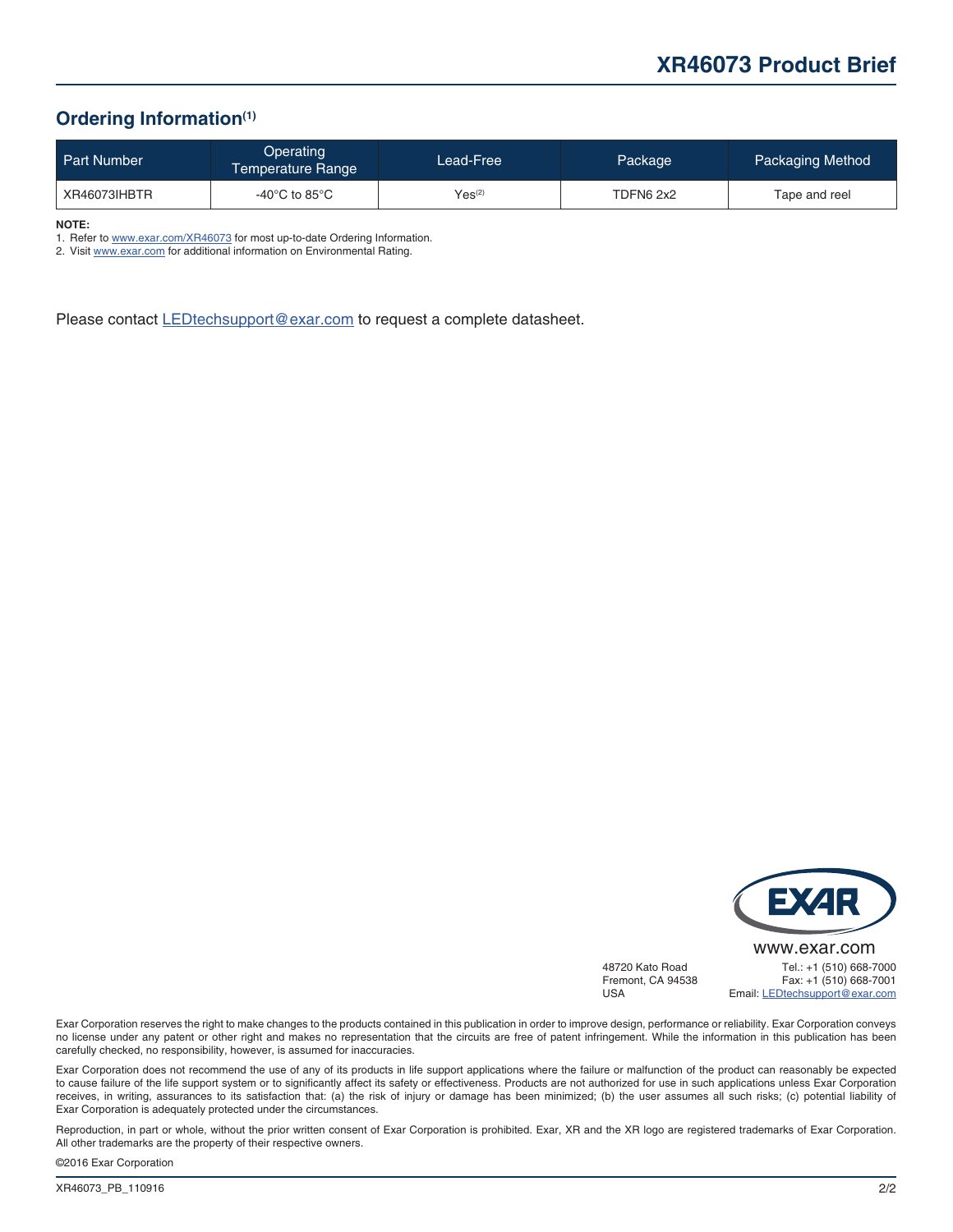## Ordering Information[1]

| Part Number | Operating Temperature Range | Lead-Free | Package | Packaging Method |
|---|---|---|---|---|
| XR46073IHBTR | -40°C to 85°C | Yes[2] | TDFN6 2x2 | Tape and reel |

**NOTE:**

1. Refer to www.exar.com/XR46073 for most up-to-date Ordering Information.
2. Visit www.exar.com for additional information on Environmental Rating.

Please contact LEDtechsupport@exar.com to request a complete datasheet.

www.exar.com

48720 Kato Road
Fremont, CA 94538
USA

Tel.: +1 (510) 668-7000
Fax: +1 (510) 668-7001
Email: LEDtechsupport@exar.com

Exar Corporation reserves the right to make changes to the products contained in this publication in order to improve design, performance or reliability. Exar Corporation conveys no license under any patent or other right and makes no representation that the circuits are free of patent infringement. While the information in this publication has been carefully checked, no responsibility, however, is assumed for inaccuracies.

Exar Corporation does not recommend the use of any of its products in life support applications where the failure or malfunction of the product can reasonably be expected to cause failure of the life support system or to significantly affect its safety or effectiveness. Products are not authorized for use in such applications unless Exar Corporation receives, in writing, assurances to its satisfaction that: (a) the risk of injury or damage has been minimized; (b) the user assumes all such risks; (c) potential liability of Exar Corporation is adequately protected under the circumstances.

Reproduction, in part or whole, without the prior written consent of Exar Corporation is prohibited. Exar, XR and the XR logo are registered trademarks of Exar Corporation. All other trademarks are the property of their respective owners.

©2016 Exar Corporation

XR46073_PB_110916